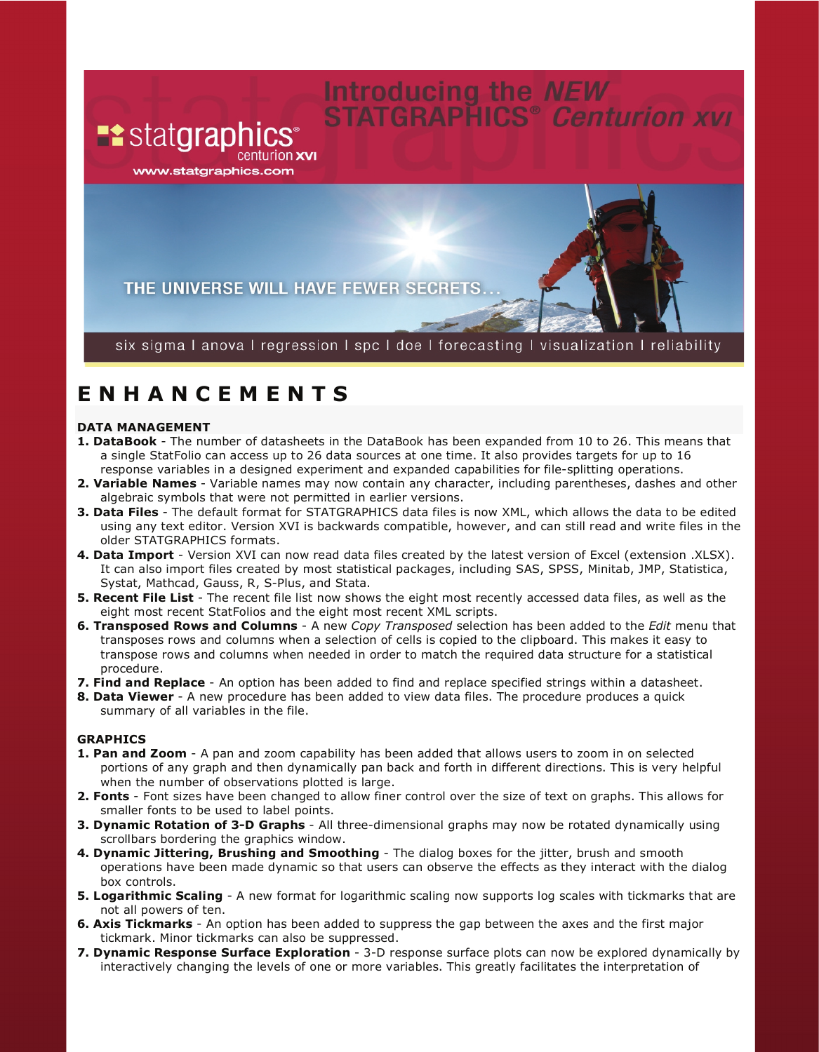# Introducing the *NEW* STATGRAPHICS® *Centurion XVI*

statgraphics® centurion XVI

www.statgraphics.com

THE UNIVERSE WILL HAVE FEWER SECRETS...

six sigma | anova | regression | spc | doe | forecasting | visualization | reliability

## ENHANCEMENTS

### DATA MANAGEMENT

1. **DataBook** - The number of datasheets in the DataBook has been expanded from 10 to 26. This means that a single StatFolio can access up to 26 data sources at one time. It also provides targets for up to 16 response variables in a designed experiment and expanded capabilities for file-splitting operations.
2. **Variable Names** - Variable names may now contain any character, including parentheses, dashes and other algebraic symbols that were not permitted in earlier versions.
3. **Data Files** - The default format for STATGRAPHICS data files is now XML, which allows the data to be edited using any text editor. Version XVI is backwards compatible, however, and can still read and write files in the older STATGRAPHICS formats.
4. **Data Import** - Version XVI can now read data files created by the latest version of Excel (extension .XLSX). It can also import files created by most statistical packages, including SAS, SPSS, Minitab, JMP, Statistica, Systat, Mathcad, Gauss, R, S-Plus, and Stata.
5. **Recent File List** - The recent file list now shows the eight most recently accessed data files, as well as the eight most recent StatFolios and the eight most recent XML scripts.
6. **Transposed Rows and Columns** - A new *Copy Transposed* selection has been added to the *Edit* menu that transposes rows and columns when a selection of cells is copied to the clipboard. This makes it easy to transpose rows and columns when needed in order to match the required data structure for a statistical procedure.
7. **Find and Replace** - An option has been added to find and replace specified strings within a datasheet.
8. **Data Viewer** - A new procedure has been added to view data files. The procedure produces a quick summary of all variables in the file.

### GRAPHICS

1. **Pan and Zoom** - A pan and zoom capability has been added that allows users to zoom in on selected portions of any graph and then dynamically pan back and forth in different directions. This is very helpful when the number of observations plotted is large.
2. **Fonts** - Font sizes have been changed to allow finer control over the size of text on graphs. This allows for smaller fonts to be used to label points.
3. **Dynamic Rotation of 3-D Graphs** - All three-dimensional graphs may now be rotated dynamically using scrollbars bordering the graphics window.
4. **Dynamic Jittering, Brushing and Smoothing** - The dialog boxes for the jitter, brush and smooth operations have been made dynamic so that users can observe the effects as they interact with the dialog box controls.
5. **Logarithmic Scaling** - A new format for logarithmic scaling now supports log scales with tickmarks that are not all powers of ten.
6. **Axis Tickmarks** - An option has been added to suppress the gap between the axes and the first major tickmark. Minor tickmarks can also be suppressed.
7. **Dynamic Response Surface Exploration** - 3-D response surface plots can now be explored dynamically by interactively changing the levels of one or more variables. This greatly facilitates the interpretation of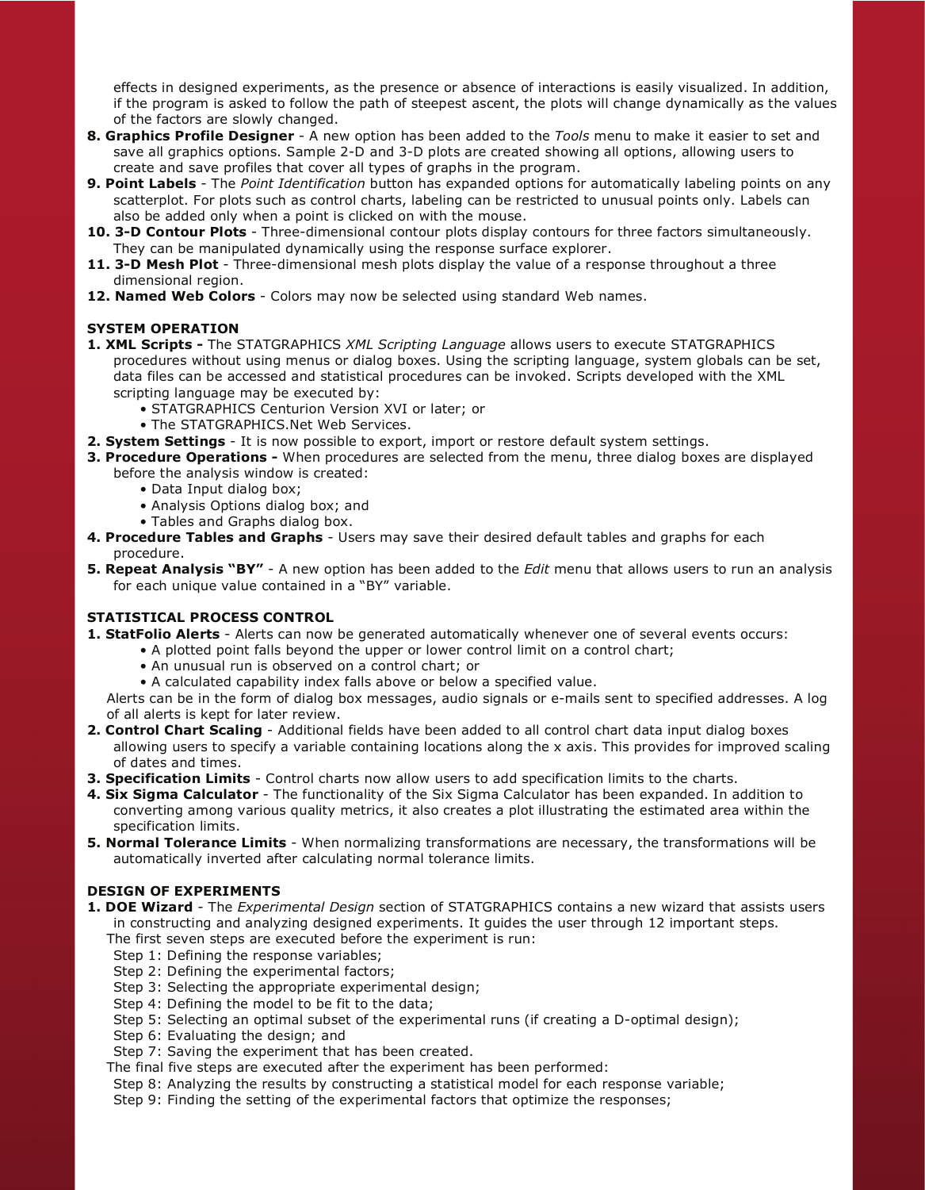effects in designed experiments, as the presence or absence of interactions is easily visualized. In addition, if the program is asked to follow the path of steepest ascent, the plots will change dynamically as the values of the factors are slowly changed.

8. **Graphics Profile Designer** - A new option has been added to the *Tools* menu to make it easier to set and save all graphics options. Sample 2-D and 3-D plots are created showing all options, allowing users to create and save profiles that cover all types of graphs in the program.
9. **Point Labels** - The *Point Identification* button has expanded options for automatically labeling points on any scatterplot. For plots such as control charts, labeling can be restricted to unusual points only. Labels can also be added only when a point is clicked on with the mouse.
10. **3-D Contour Plots** - Three-dimensional contour plots display contours for three factors simultaneously. They can be manipulated dynamically using the response surface explorer.
11. **3-D Mesh Plot** - Three-dimensional mesh plots display the value of a response throughout a three dimensional region.
12. **Named Web Colors** - Colors may now be selected using standard Web names.

**SYSTEM OPERATION**

1. **XML Scripts -** The STATGRAPHICS *XML Scripting Language* allows users to execute STATGRAPHICS procedures without using menus or dialog boxes. Using the scripting language, system globals can be set, data files can be accessed and statistical procedures can be invoked. Scripts developed with the XML scripting language may be executed by:
   - STATGRAPHICS Centurion Version XVI or later; or
   - The STATGRAPHICS.Net Web Services.
2. **System Settings** - It is now possible to export, import or restore default system settings.
3. **Procedure Operations -** When procedures are selected from the menu, three dialog boxes are displayed before the analysis window is created:
   - Data Input dialog box;
   - Analysis Options dialog box; and
   - Tables and Graphs dialog box.
4. **Procedure Tables and Graphs** - Users may save their desired default tables and graphs for each procedure.
5. **Repeat Analysis "BY"** - A new option has been added to the *Edit* menu that allows users to run an analysis for each unique value contained in a "BY" variable.

**STATISTICAL PROCESS CONTROL**

1. **StatFolio Alerts** - Alerts can now be generated automatically whenever one of several events occurs:
   - A plotted point falls beyond the upper or lower control limit on a control chart;
   - An unusual run is observed on a control chart; or
   - A calculated capability index falls above or below a specified value.

   Alerts can be in the form of dialog box messages, audio signals or e-mails sent to specified addresses. A log of all alerts is kept for later review.
2. **Control Chart Scaling** - Additional fields have been added to all control chart data input dialog boxes allowing users to specify a variable containing locations along the x axis. This provides for improved scaling of dates and times.
3. **Specification Limits** - Control charts now allow users to add specification limits to the charts.
4. **Six Sigma Calculator** - The functionality of the Six Sigma Calculator has been expanded. In addition to converting among various quality metrics, it also creates a plot illustrating the estimated area within the specification limits.
5. **Normal Tolerance Limits** - When normalizing transformations are necessary, the transformations will be automatically inverted after calculating normal tolerance limits.

**DESIGN OF EXPERIMENTS**

1. **DOE Wizard** - The *Experimental Design* section of STATGRAPHICS contains a new wizard that assists users in constructing and analyzing designed experiments. It guides the user through 12 important steps.

   The first seven steps are executed before the experiment is run:

   Step 1: Defining the response variables;
   Step 2: Defining the experimental factors;
   Step 3: Selecting the appropriate experimental design;
   Step 4: Defining the model to be fit to the data;
   Step 5: Selecting an optimal subset of the experimental runs (if creating a D-optimal design);
   Step 6: Evaluating the design; and
   Step 7: Saving the experiment that has been created.

   The final five steps are executed after the experiment has been performed:

   Step 8: Analyzing the results by constructing a statistical model for each response variable;
   Step 9: Finding the setting of the experimental factors that optimize the responses;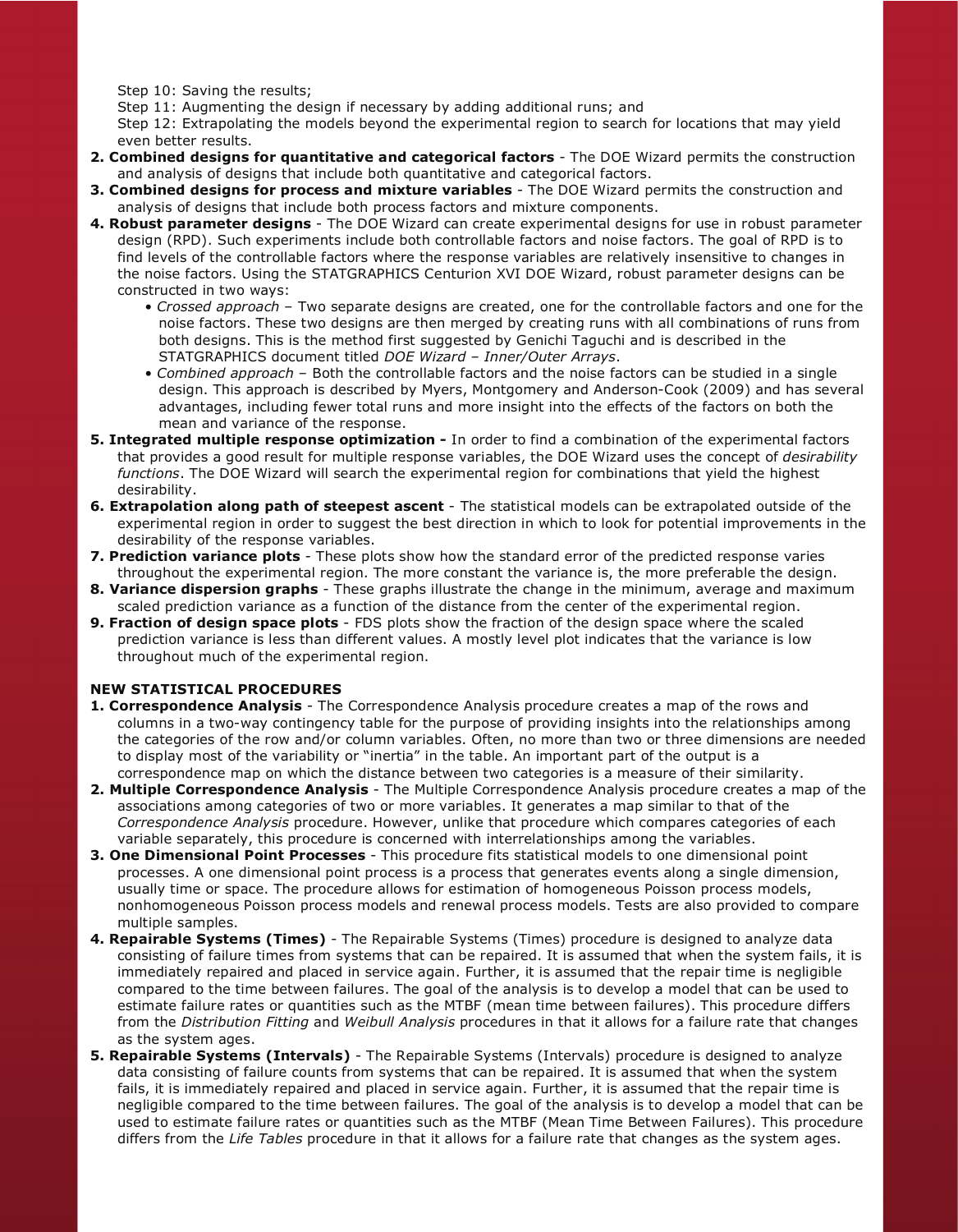Step 10: Saving the results;

Step 11: Augmenting the design if necessary by adding additional runs; and

Step 12: Extrapolating the models beyond the experimental region to search for locations that may yield even better results.

2. **Combined designs for quantitative and categorical factors** - The DOE Wizard permits the construction and analysis of designs that include both quantitative and categorical factors.
3. **Combined designs for process and mixture variables** - The DOE Wizard permits the construction and analysis of designs that include both process factors and mixture components.
4. **Robust parameter designs** - The DOE Wizard can create experimental designs for use in robust parameter design (RPD). Such experiments include both controllable factors and noise factors. The goal of RPD is to find levels of the controllable factors where the response variables are relatively insensitive to changes in the noise factors. Using the STATGRAPHICS Centurion XVI DOE Wizard, robust parameter designs can be constructed in two ways:
   - *Crossed approach* – Two separate designs are created, one for the controllable factors and one for the noise factors. These two designs are then merged by creating runs with all combinations of runs from both designs. This is the method first suggested by Genichi Taguchi and is described in the STATGRAPHICS document titled *DOE Wizard – Inner/Outer Arrays*.
   - *Combined approach* – Both the controllable factors and the noise factors can be studied in a single design. This approach is described by Myers, Montgomery and Anderson-Cook (2009) and has several advantages, including fewer total runs and more insight into the effects of the factors on both the mean and variance of the response.
5. **Integrated multiple response optimization -** In order to find a combination of the experimental factors that provides a good result for multiple response variables, the DOE Wizard uses the concept of *desirability functions*. The DOE Wizard will search the experimental region for combinations that yield the highest desirability.
6. **Extrapolation along path of steepest ascent** - The statistical models can be extrapolated outside of the experimental region in order to suggest the best direction in which to look for potential improvements in the desirability of the response variables.
7. **Prediction variance plots** - These plots show how the standard error of the predicted response varies throughout the experimental region. The more constant the variance is, the more preferable the design.
8. **Variance dispersion graphs** - These graphs illustrate the change in the minimum, average and maximum scaled prediction variance as a function of the distance from the center of the experimental region.
9. **Fraction of design space plots** - FDS plots show the fraction of the design space where the scaled prediction variance is less than different values. A mostly level plot indicates that the variance is low throughout much of the experimental region.

**NEW STATISTICAL PROCEDURES**

1. **Correspondence Analysis** - The Correspondence Analysis procedure creates a map of the rows and columns in a two-way contingency table for the purpose of providing insights into the relationships among the categories of the row and/or column variables. Often, no more than two or three dimensions are needed to display most of the variability or "inertia" in the table. An important part of the output is a correspondence map on which the distance between two categories is a measure of their similarity.
2. **Multiple Correspondence Analysis** - The Multiple Correspondence Analysis procedure creates a map of the associations among categories of two or more variables. It generates a map similar to that of the *Correspondence Analysis* procedure. However, unlike that procedure which compares categories of each variable separately, this procedure is concerned with interrelationships among the variables.
3. **One Dimensional Point Processes** - This procedure fits statistical models to one dimensional point processes. A one dimensional point process is a process that generates events along a single dimension, usually time or space. The procedure allows for estimation of homogeneous Poisson process models, nonhomogeneous Poisson process models and renewal process models. Tests are also provided to compare multiple samples.
4. **Repairable Systems (Times)** - The Repairable Systems (Times) procedure is designed to analyze data consisting of failure times from systems that can be repaired. It is assumed that when the system fails, it is immediately repaired and placed in service again. Further, it is assumed that the repair time is negligible compared to the time between failures. The goal of the analysis is to develop a model that can be used to estimate failure rates or quantities such as the MTBF (mean time between failures). This procedure differs from the *Distribution Fitting* and *Weibull Analysis* procedures in that it allows for a failure rate that changes as the system ages.
5. **Repairable Systems (Intervals)** - The Repairable Systems (Intervals) procedure is designed to analyze data consisting of failure counts from systems that can be repaired. It is assumed that when the system fails, it is immediately repaired and placed in service again. Further, it is assumed that the repair time is negligible compared to the time between failures. The goal of the analysis is to develop a model that can be used to estimate failure rates or quantities such as the MTBF (Mean Time Between Failures). This procedure differs from the *Life Tables* procedure in that it allows for a failure rate that changes as the system ages.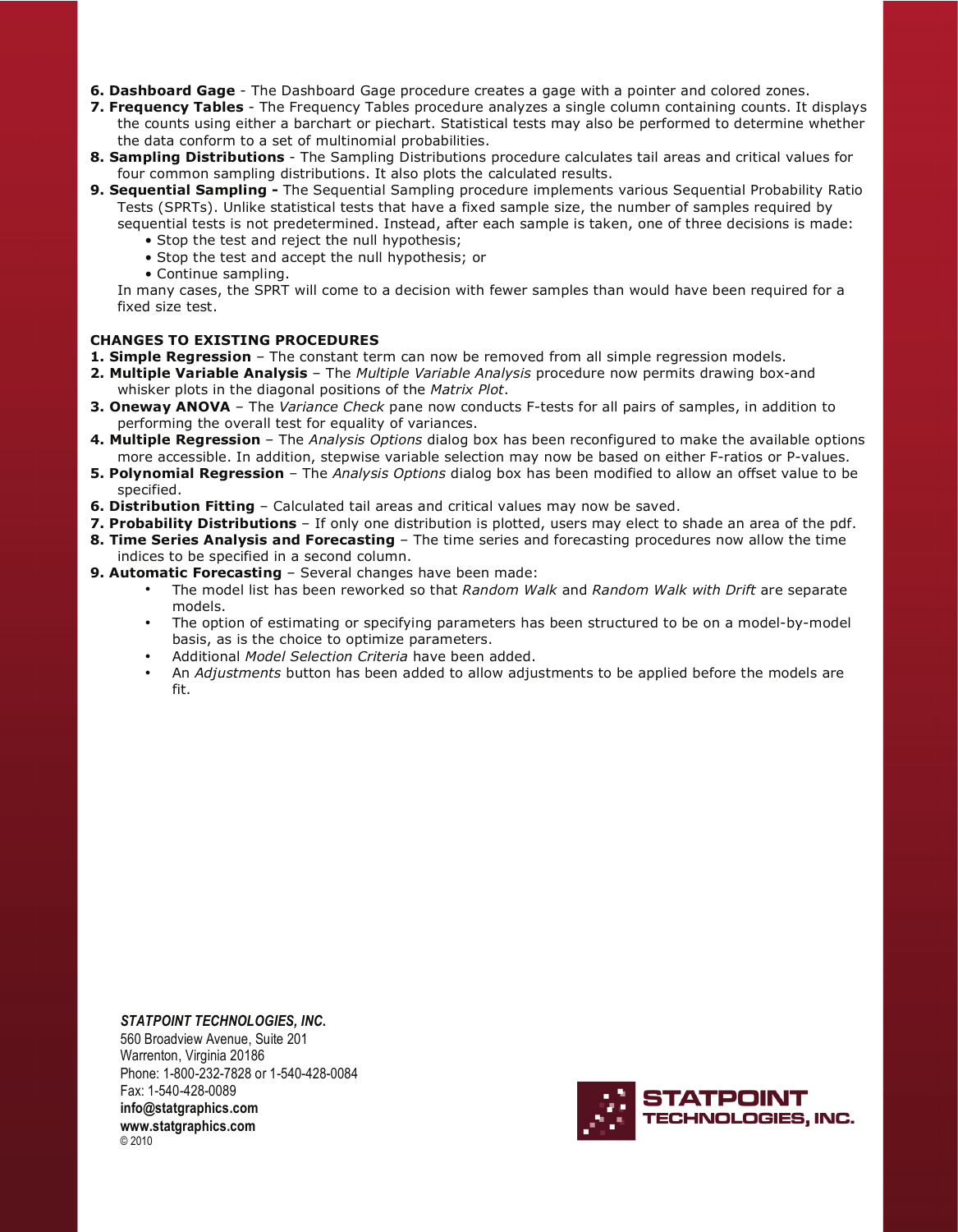6. **Dashboard Gage** - The Dashboard Gage procedure creates a gage with a pointer and colored zones.
7. **Frequency Tables** - The Frequency Tables procedure analyzes a single column containing counts. It displays the counts using either a barchart or piechart. Statistical tests may also be performed to determine whether the data conform to a set of multinomial probabilities.
8. **Sampling Distributions** - The Sampling Distributions procedure calculates tail areas and critical values for four common sampling distributions. It also plots the calculated results.
9. **Sequential Sampling -** The Sequential Sampling procedure implements various Sequential Probability Ratio Tests (SPRTs). Unlike statistical tests that have a fixed sample size, the number of samples required by sequential tests is not predetermined. Instead, after each sample is taken, one of three decisions is made:
   - Stop the test and reject the null hypothesis;
   - Stop the test and accept the null hypothesis; or
   - Continue sampling.

   In many cases, the SPRT will come to a decision with fewer samples than would have been required for a fixed size test.

**CHANGES TO EXISTING PROCEDURES**

1. **Simple Regression** – The constant term can now be removed from all simple regression models.
2. **Multiple Variable Analysis** – The *Multiple Variable Analysis* procedure now permits drawing box-and whisker plots in the diagonal positions of the *Matrix Plot*.
3. **Oneway ANOVA** – The *Variance Check* pane now conducts F-tests for all pairs of samples, in addition to performing the overall test for equality of variances.
4. **Multiple Regression** – The *Analysis Options* dialog box has been reconfigured to make the available options more accessible. In addition, stepwise variable selection may now be based on either F-ratios or P-values.
5. **Polynomial Regression** – The *Analysis Options* dialog box has been modified to allow an offset value to be specified.
6. **Distribution Fitting** – Calculated tail areas and critical values may now be saved.
7. **Probability Distributions** – If only one distribution is plotted, users may elect to shade an area of the pdf.
8. **Time Series Analysis and Forecasting** – The time series and forecasting procedures now allow the time indices to be specified in a second column.
9. **Automatic Forecasting** – Several changes have been made:
   - The model list has been reworked so that *Random Walk* and *Random Walk with Drift* are separate models.
   - The option of estimating or specifying parameters has been structured to be on a model-by-model basis, as is the choice to optimize parameters.
   - Additional *Model Selection Criteria* have been added.
   - An *Adjustments* button has been added to allow adjustments to be applied before the models are fit.

***STATPOINT TECHNOLOGIES, INC.***
560 Broadview Avenue, Suite 201
Warrenton, Virginia 20186
Phone: 1-800-232-7828 or 1-540-428-0084
Fax: 1-540-428-0089
**info@statgraphics.com**
**www.statgraphics.com**
© 2010

STATPOINT TECHNOLOGIES, INC.